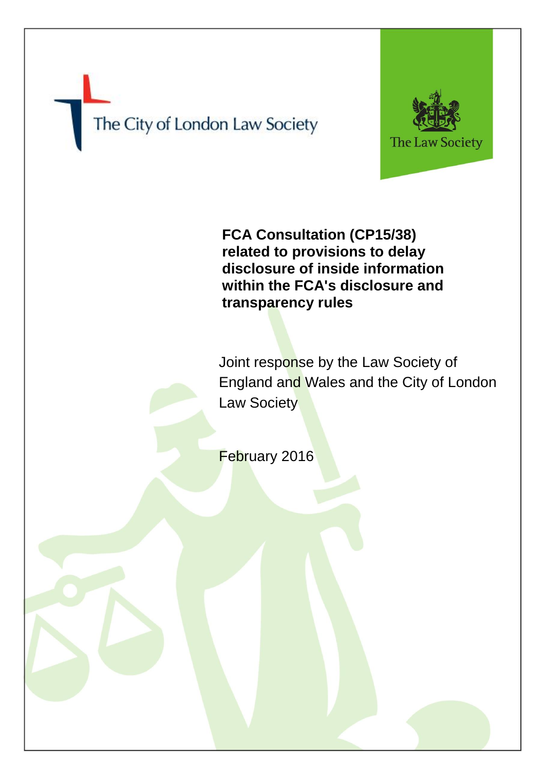The City of London Law Society

The Law Society

# FCA Consultation (CP15/38) related to provisions to delay disclosure of inside information within the FCA's disclosure and transparency rules

Joint response by the Law Society of England and Wales and the City of London Law Society

February 2016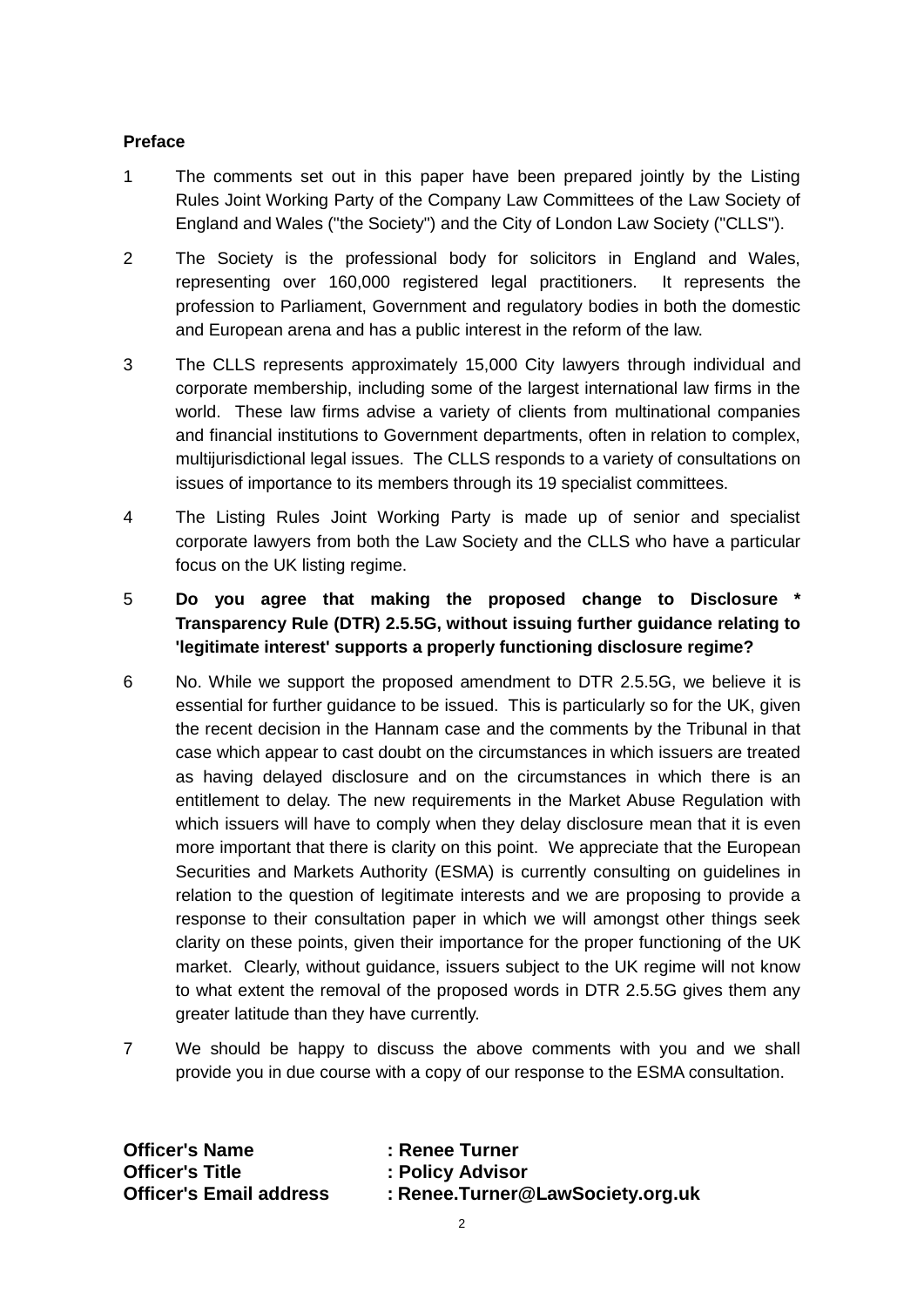**Preface**

1 The comments set out in this paper have been prepared jointly by the Listing Rules Joint Working Party of the Company Law Committees of the Law Society of England and Wales ("the Society") and the City of London Law Society ("CLLS").

2 The Society is the professional body for solicitors in England and Wales, representing over 160,000 registered legal practitioners. It represents the profession to Parliament, Government and regulatory bodies in both the domestic and European arena and has a public interest in the reform of the law.

3 The CLLS represents approximately 15,000 City lawyers through individual and corporate membership, including some of the largest international law firms in the world. These law firms advise a variety of clients from multinational companies and financial institutions to Government departments, often in relation to complex, multijurisdictional legal issues. The CLLS responds to a variety of consultations on issues of importance to its members through its 19 specialist committees.

4 The Listing Rules Joint Working Party is made up of senior and specialist corporate lawyers from both the Law Society and the CLLS who have a particular focus on the UK listing regime.

5 **Do you agree that making the proposed change to Disclosure * Transparency Rule (DTR) 2.5.5G, without issuing further guidance relating to 'legitimate interest' supports a properly functioning disclosure regime?**

6 No. While we support the proposed amendment to DTR 2.5.5G, we believe it is essential for further guidance to be issued. This is particularly so for the UK, given the recent decision in the Hannam case and the comments by the Tribunal in that case which appear to cast doubt on the circumstances in which issuers are treated as having delayed disclosure and on the circumstances in which there is an entitlement to delay. The new requirements in the Market Abuse Regulation with which issuers will have to comply when they delay disclosure mean that it is even more important that there is clarity on this point. We appreciate that the European Securities and Markets Authority (ESMA) is currently consulting on guidelines in relation to the question of legitimate interests and we are proposing to provide a response to their consultation paper in which we will amongst other things seek clarity on these points, given their importance for the proper functioning of the UK market. Clearly, without guidance, issuers subject to the UK regime will not know to what extent the removal of the proposed words in DTR 2.5.5G gives them any greater latitude than they have currently.

7 We should be happy to discuss the above comments with you and we shall provide you in due course with a copy of our response to the ESMA consultation.

**Officer's Name** : **Renee Turner**
**Officer's Title** : **Policy Advisor**
**Officer's Email address** : **Renee.Turner@LawSociety.org.uk**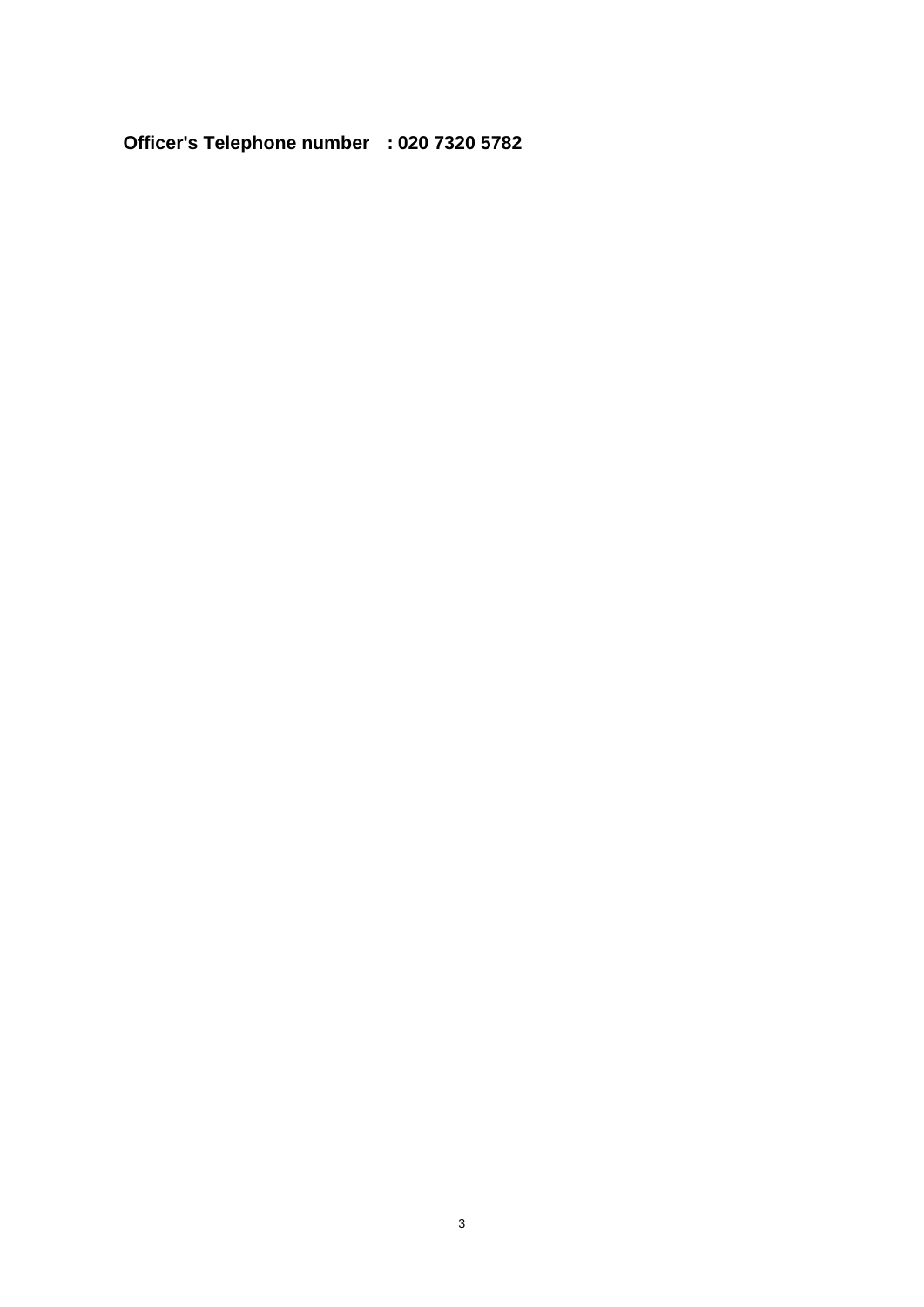**Officer's Telephone number : 020 7320 5782**